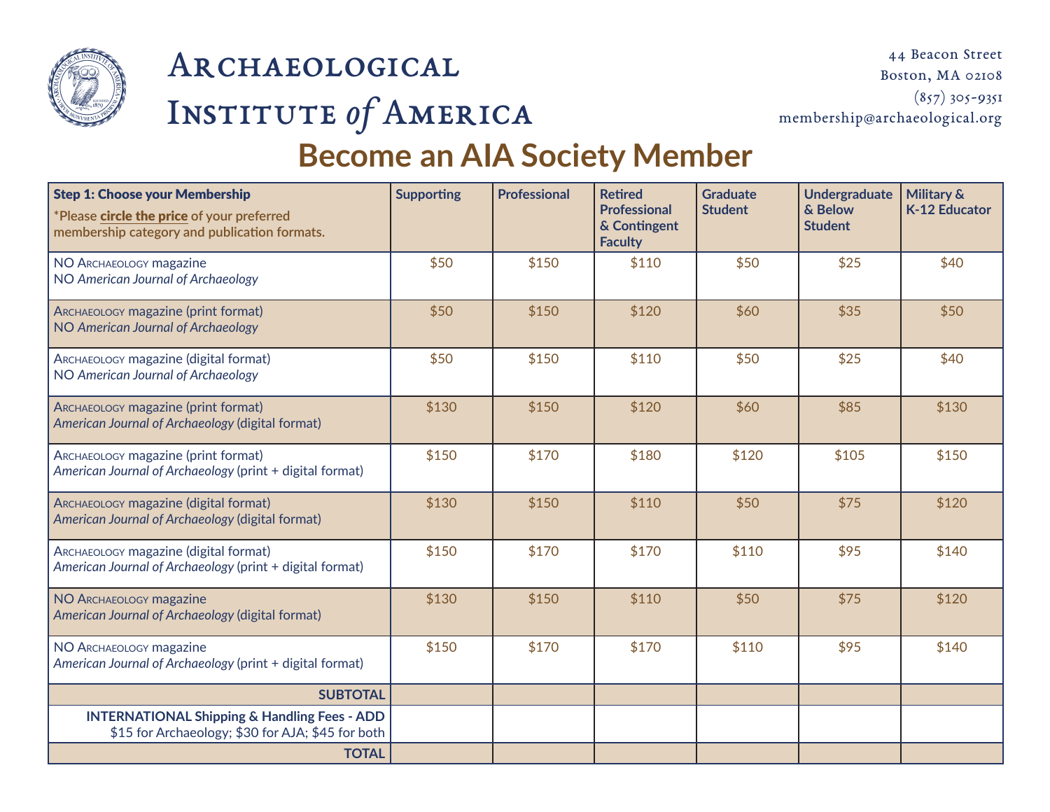# Archaeological Institute of America

44 Beacon Street
Boston, MA 02108
(857) 305-9351
membership@archaeological.org

## Become an AIA Society Member

| **Step 1: Choose your Membership** *Please **circle the price** of your preferred membership category and publication formats. | Supporting | Professional | Retired Professional & Contingent Faculty | Graduate Student | Undergraduate & Below Student | Military & K-12 Educator |
|---|---|---|---|---|---|---|
| NO Archaeology magazine<br>NO *American Journal of Archaeology* | $50 | $150 | $110 | $50 | $25 | $40 |
| Archaeology magazine (print format)<br>NO *American Journal of Archaeology* | $50 | $150 | $120 | $60 | $35 | $50 |
| Archaeology magazine (digital format)<br>NO *American Journal of Archaeology* | $50 | $150 | $110 | $50 | $25 | $40 |
| Archaeology magazine (print format)<br>*American Journal of Archaeology* (digital format) | $130 | $150 | $120 | $60 | $85 | $130 |
| Archaeology magazine (print format)<br>*American Journal of Archaeology* (print + digital format) | $150 | $170 | $180 | $120 | $105 | $150 |
| Archaeology magazine (digital format)<br>*American Journal of Archaeology* (digital format) | $130 | $150 | $110 | $50 | $75 | $120 |
| Archaeology magazine (digital format)<br>*American Journal of Archaeology* (print + digital format) | $150 | $170 | $170 | $110 | $95 | $140 |
| NO Archaeology magazine<br>*American Journal of Archaeology* (digital format) | $130 | $150 | $110 | $50 | $75 | $120 |
| NO Archaeology magazine<br>*American Journal of Archaeology* (print + digital format) | $150 | $170 | $170 | $110 | $95 | $140 |
| **SUBTOTAL** | | | | | | |
| **INTERNATIONAL Shipping & Handling Fees - ADD** $15 for Archaeology; $30 for AJA; $45 for both | | | | | | |
| **TOTAL** | | | | | | |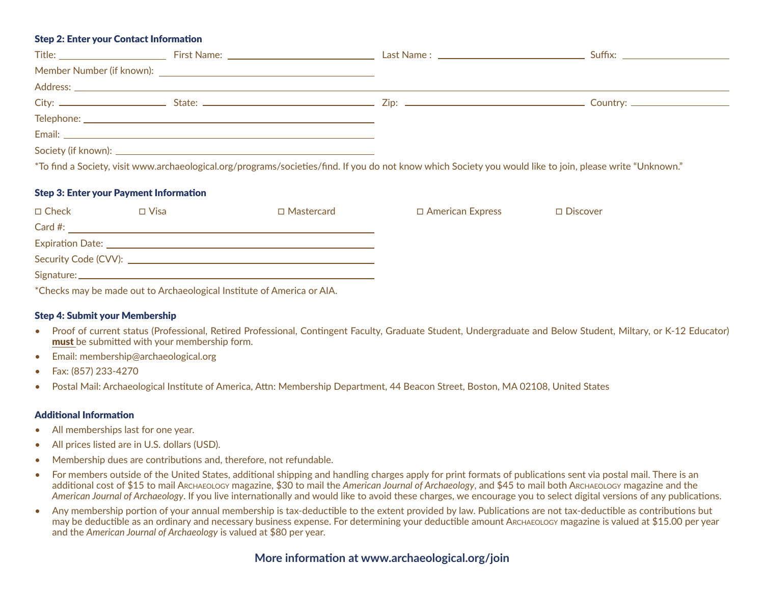### Step 2: Enter your Contact Information

Title: ____________ First Name: ____________ Last Name : ____________ Suffix: ____________

Member Number (if known): ____________

Address: ____________

City: ____________ State: ____________ Zip: ____________ Country: ____________

Telephone: ____________

Email: ____________

Society (if known): ____________

*To find a Society, visit www.archaeological.org/programs/societies/find. If you do not know which Society you would like to join, please write "Unknown."

### Step 3: Enter your Payment Information

☐ Check ☐ Visa ☐ Mastercard ☐ American Express ☐ Discover

Card #: ____________

Expiration Date: ____________

Security Code (CVV): ____________

Signature: ____________

*Checks may be made out to Archaeological Institute of America or AIA.

### Step 4: Submit your Membership

- Proof of current status (Professional, Retired Professional, Contingent Faculty, Graduate Student, Undergraduate and Below Student, Miltary, or K-12 Educator) **must** be submitted with your membership form.
- Email: membership@archaeological.org
- Fax: (857) 233-4270
- Postal Mail: Archaeological Institute of America, Attn: Membership Department, 44 Beacon Street, Boston, MA 02108, United States

### Additional Information

- All memberships last for one year.
- All prices listed are in U.S. dollars (USD).
- Membership dues are contributions and, therefore, not refundable.
- For members outside of the United States, additional shipping and handling charges apply for print formats of publications sent via postal mail. There is an additional cost of $15 to mail Archaeology magazine, $30 to mail the *American Journal of Archaeology*, and $45 to mail both Archaeology magazine and the *American Journal of Archaeology*. If you live internationally and would like to avoid these charges, we encourage you to select digital versions of any publications.
- Any membership portion of your annual membership is tax-deductible to the extent provided by law. Publications are not tax-deductible as contributions but may be deductible as an ordinary and necessary business expense. For determining your deductible amount Archaeology magazine is valued at $15.00 per year and the *American Journal of Archaeology* is valued at $80 per year.

**More information at www.archaeological.org/join**